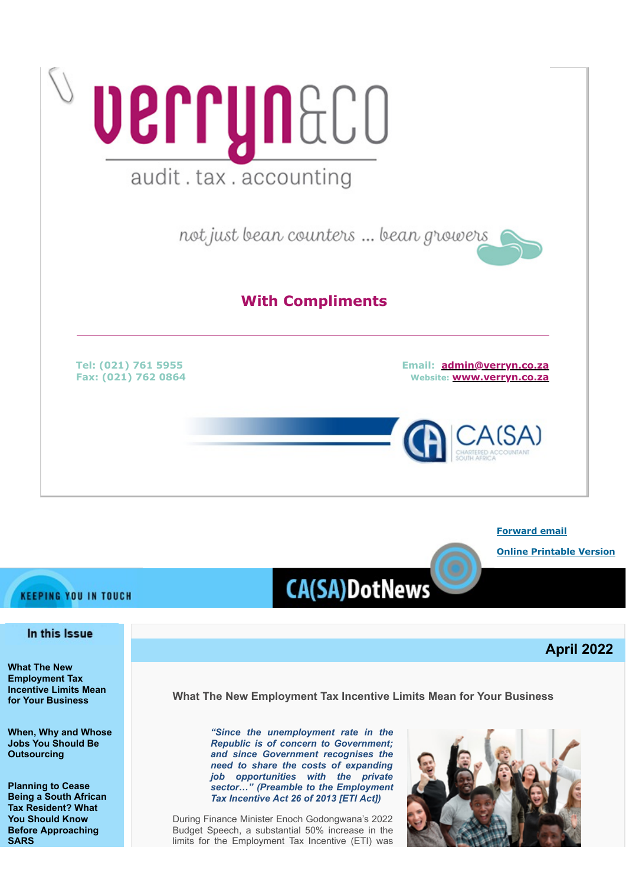verryn&co

audit . tax . accounting

*not just bean counters ... bean growers*

**With Compliments**

---

Tel: (021) 761 5955
Fax: (021) 762 0864

Email: [admin@verryn.co.za](mailto:admin@verryn.co.za)
Website: [www.verryn.co.za](http://www.verryn.co.za)

CA(SA) CHARTERED ACCOUNTANT SOUTH AFRICA

[Forward email](#)

[Online Printable Version](#)

KEEPING YOU IN TOUCH

# CA(SA)DotNews

## In this Issue

**What The New Employment Tax Incentive Limits Mean for Your Business**

**When, Why and Whose Jobs You Should Be Outsourcing**

**Planning to Cease Being a South African Tax Resident? What You Should Know Before Approaching SARS**

**April 2022**

## What The New Employment Tax Incentive Limits Mean for Your Business

***"Since the unemployment rate in the Republic is of concern to Government; and since Government recognises the need to share the costs of expanding job opportunities with the private sector…" (Preamble to the Employment Tax Incentive Act 26 of 2013 [ETI Act])***

During Finance Minister Enoch Godongwana's 2022 Budget Speech, a substantial 50% increase in the limits for the Employment Tax Incentive (ETI) was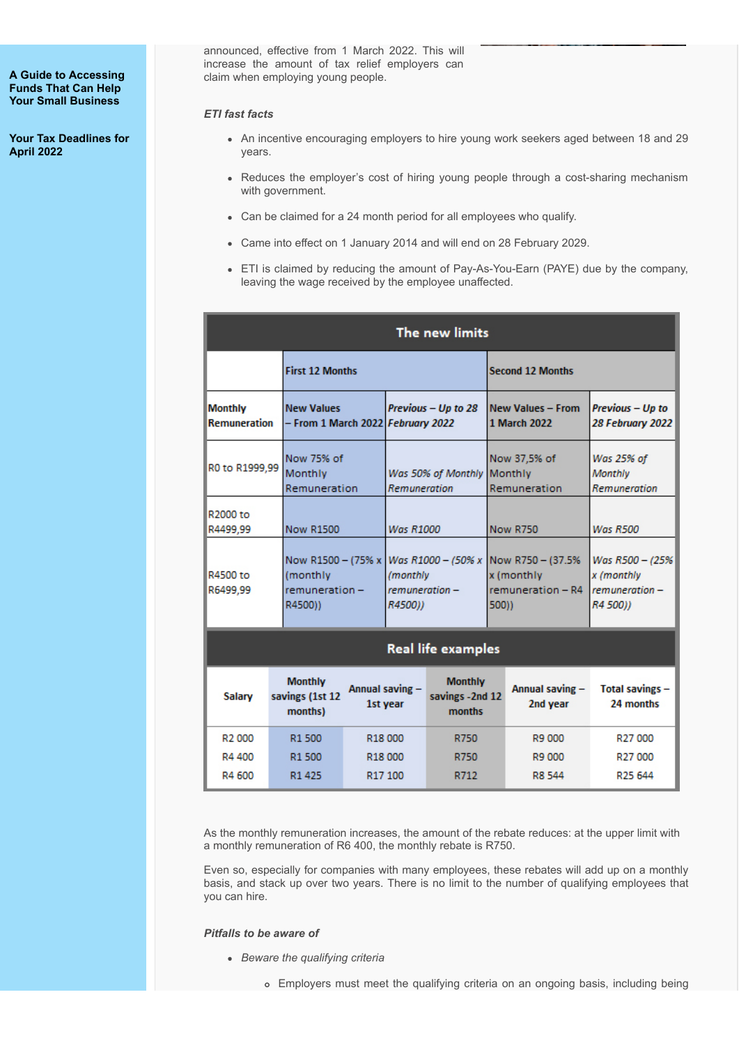A Guide to Accessing Funds That Can Help Your Small Business

Your Tax Deadlines for April 2022

announced, effective from 1 March 2022. This will increase the amount of tax relief employers can claim when employing young people.

*ETI fast facts*

- An incentive encouraging employers to hire young work seekers aged between 18 and 29 years.
- Reduces the employer's cost of hiring young people through a cost-sharing mechanism with government.
- Can be claimed for a 24 month period for all employees who qualify.
- Came into effect on 1 January 2014 and will end on 28 February 2029.
- ETI is claimed by reducing the amount of Pay-As-You-Earn (PAYE) due by the company, leaving the wage received by the employee unaffected.

**The new limits**

| | First 12 Months | | Second 12 Months | |
|---|---|---|---|---|
| Monthly Remuneration | New Values – From 1 March 2022 | *Previous – Up to 28 February 2022* | New Values – From 1 March 2022 | *Previous – Up to 28 February 2022* |
| R0 to R1999,99 | Now 75% of Monthly Remuneration | *Was 50% of Monthly Remuneration* | Now 37,5% of Monthly Remuneration | *Was 25% of Monthly Remuneration* |
| R2000 to R4499,99 | Now R1500 | *Was R1000* | Now R750 | *Was R500* |
| R4500 to R6499,99 | Now R1500 – (75% x (monthly remuneration – R4500)) | *Was R1000 – (50% x (monthly remuneration – R4500))* | Now R750 – (37.5% x (monthly remuneration – R4 500)) | *Was R500 – (25% x (monthly remuneration – R4 500))* |

**Real life examples**

| Salary | Monthly savings (1st 12 months) | Annual saving – 1st year | Monthly savings -2nd 12 months | Annual saving – 2nd year | Total savings – 24 months |
|---|---|---|---|---|---|
| R2 000 | R1 500 | R18 000 | R750 | R9 000 | R27 000 |
| R4 400 | R1 500 | R18 000 | R750 | R9 000 | R27 000 |
| R4 600 | R1 425 | R17 100 | R712 | R8 544 | R25 644 |

As the monthly remuneration increases, the amount of the rebate reduces: at the upper limit with a monthly remuneration of R6 400, the monthly rebate is R750.

Even so, especially for companies with many employees, these rebates will add up on a monthly basis, and stack up over two years. There is no limit to the number of qualifying employees that you can hire.

*Pitfalls to be aware of*

- *Beware the qualifying criteria*
  - Employers must meet the qualifying criteria on an ongoing basis, including being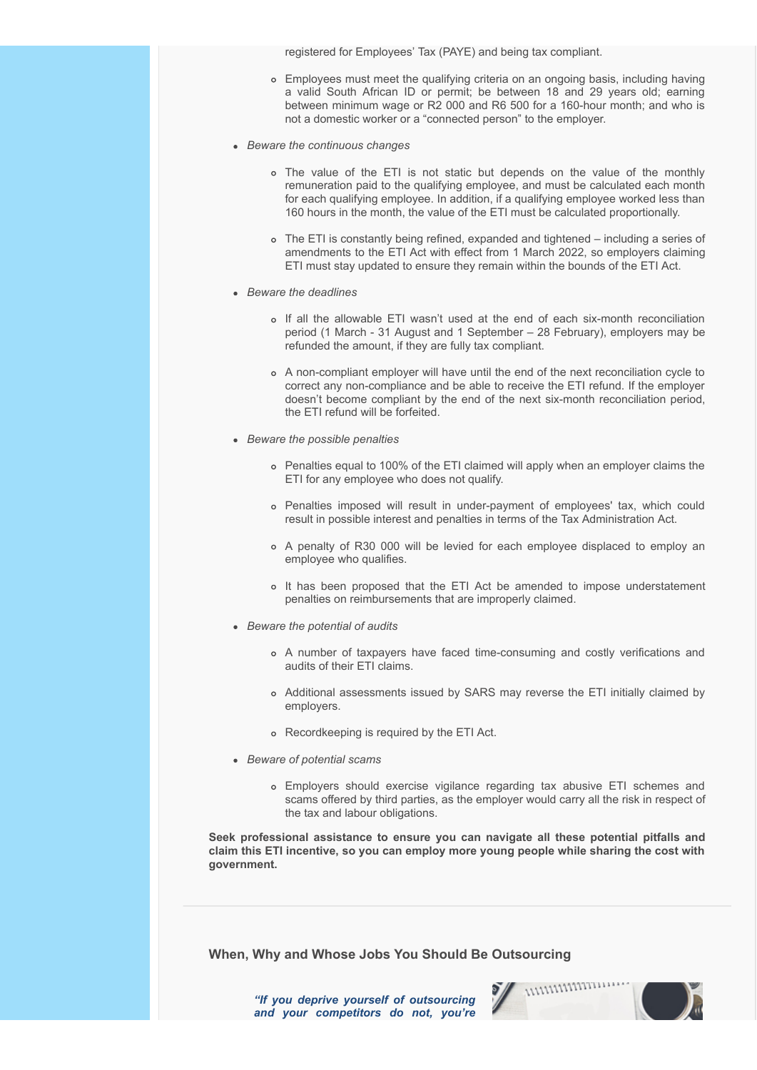registered for Employees' Tax (PAYE) and being tax compliant.

    - Employees must meet the qualifying criteria on an ongoing basis, including having a valid South African ID or permit; be between 18 and 29 years old; earning between minimum wage or R2 000 and R6 500 for a 160-hour month; and who is not a domestic worker or a "connected person" to the employer.

- *Beware the continuous changes*
    - The value of the ETI is not static but depends on the value of the monthly remuneration paid to the qualifying employee, and must be calculated each month for each qualifying employee. In addition, if a qualifying employee worked less than 160 hours in the month, the value of the ETI must be calculated proportionally.
    - The ETI is constantly being refined, expanded and tightened – including a series of amendments to the ETI Act with effect from 1 March 2022, so employers claiming ETI must stay updated to ensure they remain within the bounds of the ETI Act.

- *Beware the deadlines*
    - If all the allowable ETI wasn't used at the end of each six-month reconciliation period (1 March - 31 August and 1 September – 28 February), employers may be refunded the amount, if they are fully tax compliant.
    - A non-compliant employer will have until the end of the next reconciliation cycle to correct any non-compliance and be able to receive the ETI refund. If the employer doesn't become compliant by the end of the next six-month reconciliation period, the ETI refund will be forfeited.

- *Beware the possible penalties*
    - Penalties equal to 100% of the ETI claimed will apply when an employer claims the ETI for any employee who does not qualify.
    - Penalties imposed will result in under-payment of employees' tax, which could result in possible interest and penalties in terms of the Tax Administration Act.
    - A penalty of R30 000 will be levied for each employee displaced to employ an employee who qualifies.
    - It has been proposed that the ETI Act be amended to impose understatement penalties on reimbursements that are improperly claimed.

- *Beware the potential of audits*
    - A number of taxpayers have faced time-consuming and costly verifications and audits of their ETI claims.
    - Additional assessments issued by SARS may reverse the ETI initially claimed by employers.
    - Recordkeeping is required by the ETI Act.

- *Beware of potential scams*
    - Employers should exercise vigilance regarding tax abusive ETI schemes and scams offered by third parties, as the employer would carry all the risk in respect of the tax and labour obligations.

**Seek professional assistance to ensure you can navigate all these potential pitfalls and claim this ETI incentive, so you can employ more young people while sharing the cost with government.**

---

## When, Why and Whose Jobs You Should Be Outsourcing

***"If you deprive yourself of outsourcing and your competitors do not, you're***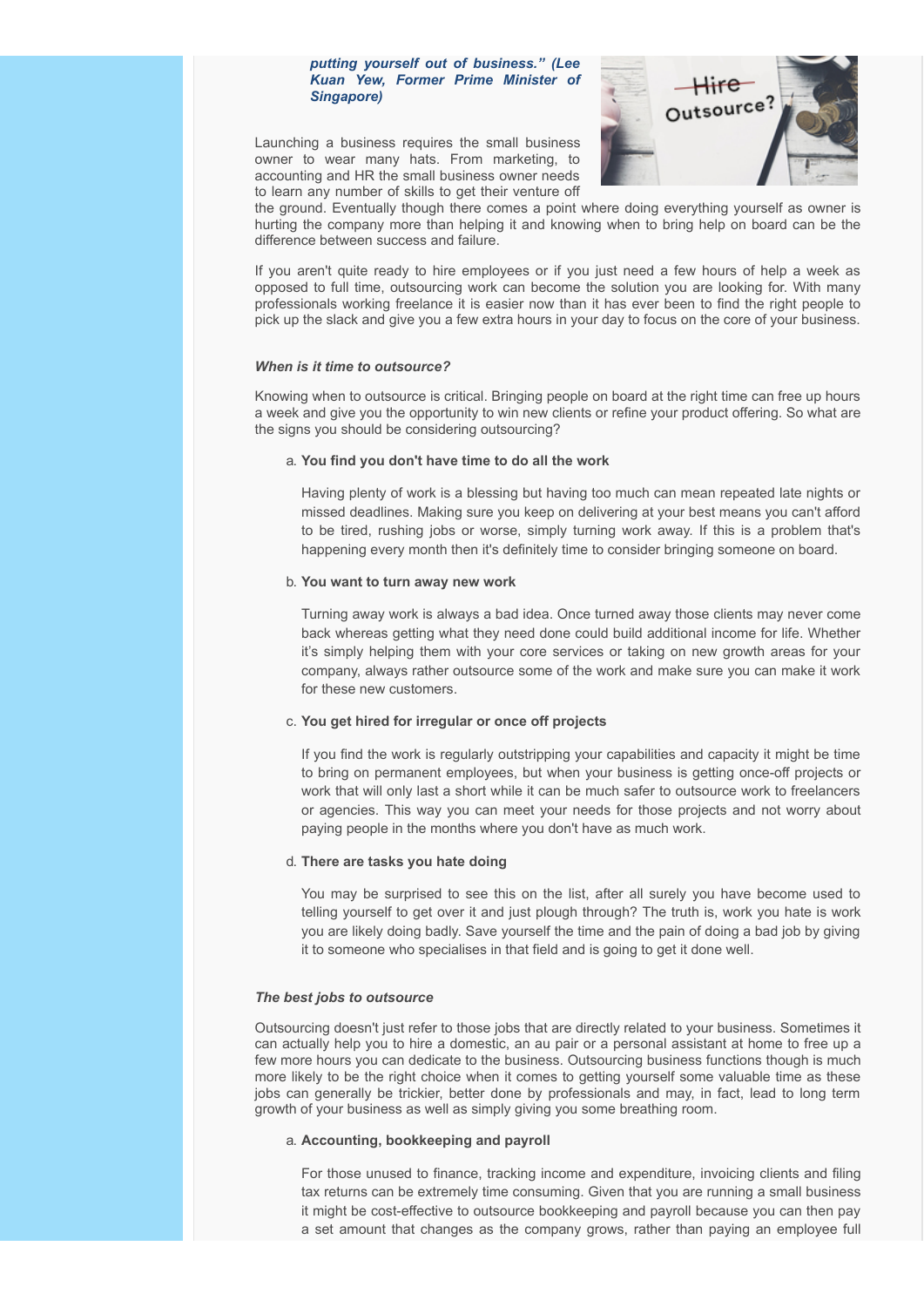***putting yourself out of business." (Lee Kuan Yew, Former Prime Minister of Singapore)***

Launching a business requires the small business owner to wear many hats. From marketing, to accounting and HR the small business owner needs to learn any number of skills to get their venture off the ground. Eventually though there comes a point where doing everything yourself as owner is hurting the company more than helping it and knowing when to bring help on board can be the difference between success and failure.

If you aren't quite ready to hire employees or if you just need a few hours of help a week as opposed to full time, outsourcing work can become the solution you are looking for. With many professionals working freelance it is easier now than it has ever been to find the right people to pick up the slack and give you a few extra hours in your day to focus on the core of your business.

***When is it time to outsource?***

Knowing when to outsource is critical. Bringing people on board at the right time can free up hours a week and give you the opportunity to win new clients or refine your product offering. So what are the signs you should be considering outsourcing?

a. **You find you don't have time to do all the work**

   Having plenty of work is a blessing but having too much can mean repeated late nights or missed deadlines. Making sure you keep on delivering at your best means you can't afford to be tired, rushing jobs or worse, simply turning work away. If this is a problem that's happening every month then it's definitely time to consider bringing someone on board.

b. **You want to turn away new work**

   Turning away work is always a bad idea. Once turned away those clients may never come back whereas getting what they need done could build additional income for life. Whether it's simply helping them with your core services or taking on new growth areas for your company, always rather outsource some of the work and make sure you can make it work for these new customers.

c. **You get hired for irregular or once off projects**

   If you find the work is regularly outstripping your capabilities and capacity it might be time to bring on permanent employees, but when your business is getting once-off projects or work that will only last a short while it can be much safer to outsource work to freelancers or agencies. This way you can meet your needs for those projects and not worry about paying people in the months where you don't have as much work.

d. **There are tasks you hate doing**

   You may be surprised to see this on the list, after all surely you have become used to telling yourself to get over it and just plough through? The truth is, work you hate is work you are likely doing badly. Save yourself the time and the pain of doing a bad job by giving it to someone who specialises in that field and is going to get it done well.

***The best jobs to outsource***

Outsourcing doesn't just refer to those jobs that are directly related to your business. Sometimes it can actually help you to hire a domestic, an au pair or a personal assistant at home to free up a few more hours you can dedicate to the business. Outsourcing business functions though is much more likely to be the right choice when it comes to getting yourself some valuable time as these jobs can generally be trickier, better done by professionals and may, in fact, lead to long term growth of your business as well as simply giving you some breathing room.

a. **Accounting, bookkeeping and payroll**

   For those unused to finance, tracking income and expenditure, invoicing clients and filing tax returns can be extremely time consuming. Given that you are running a small business it might be cost-effective to outsource bookkeeping and payroll because you can then pay a set amount that changes as the company grows, rather than paying an employee full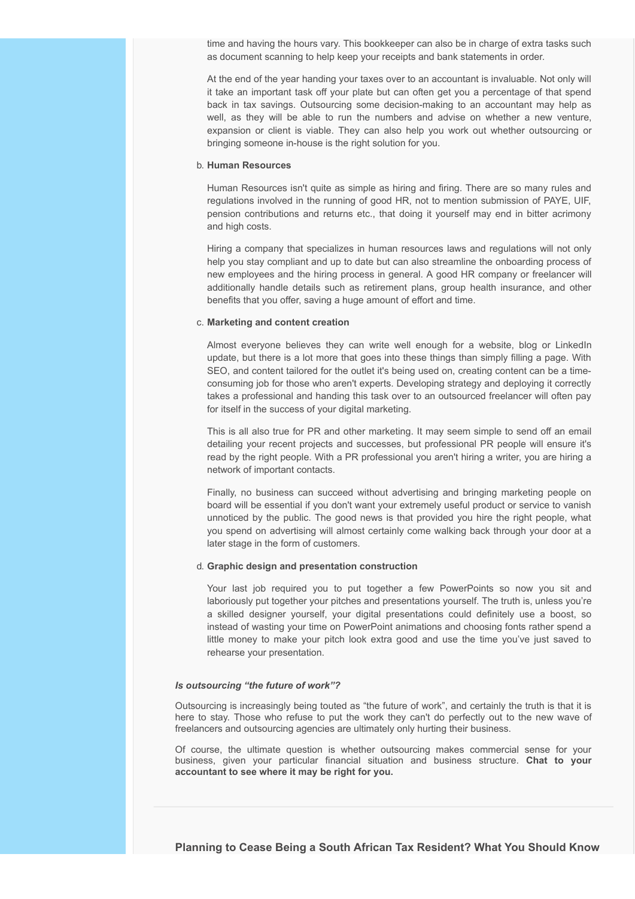time and having the hours vary. This bookkeeper can also be in charge of extra tasks such as document scanning to help keep your receipts and bank statements in order.

At the end of the year handing your taxes over to an accountant is invaluable. Not only will it take an important task off your plate but can often get you a percentage of that spend back in tax savings. Outsourcing some decision-making to an accountant may help as well, as they will be able to run the numbers and advise on whether a new venture, expansion or client is viable. They can also help you work out whether outsourcing or bringing someone in-house is the right solution for you.

b. **Human Resources**

Human Resources isn't quite as simple as hiring and firing. There are so many rules and regulations involved in the running of good HR, not to mention submission of PAYE, UIF, pension contributions and returns etc., that doing it yourself may end in bitter acrimony and high costs.

Hiring a company that specializes in human resources laws and regulations will not only help you stay compliant and up to date but can also streamline the onboarding process of new employees and the hiring process in general. A good HR company or freelancer will additionally handle details such as retirement plans, group health insurance, and other benefits that you offer, saving a huge amount of effort and time.

c. **Marketing and content creation**

Almost everyone believes they can write well enough for a website, blog or LinkedIn update, but there is a lot more that goes into these things than simply filling a page. With SEO, and content tailored for the outlet it's being used on, creating content can be a time-consuming job for those who aren't experts. Developing strategy and deploying it correctly takes a professional and handing this task over to an outsourced freelancer will often pay for itself in the success of your digital marketing.

This is all also true for PR and other marketing. It may seem simple to send off an email detailing your recent projects and successes, but professional PR people will ensure it's read by the right people. With a PR professional you aren't hiring a writer, you are hiring a network of important contacts.

Finally, no business can succeed without advertising and bringing marketing people on board will be essential if you don't want your extremely useful product or service to vanish unnoticed by the public. The good news is that provided you hire the right people, what you spend on advertising will almost certainly come walking back through your door at a later stage in the form of customers.

d. **Graphic design and presentation construction**

Your last job required you to put together a few PowerPoints so now you sit and laboriously put together your pitches and presentations yourself. The truth is, unless you're a skilled designer yourself, your digital presentations could definitely use a boost, so instead of wasting your time on PowerPoint animations and choosing fonts rather spend a little money to make your pitch look extra good and use the time you've just saved to rehearse your presentation.

***Is outsourcing "the future of work"?***

Outsourcing is increasingly being touted as "the future of work", and certainly the truth is that it is here to stay. Those who refuse to put the work they can't do perfectly out to the new wave of freelancers and outsourcing agencies are ultimately only hurting their business.

Of course, the ultimate question is whether outsourcing makes commercial sense for your business, given your particular financial situation and business structure. **Chat to your accountant to see where it may be right for you.**

---

## Planning to Cease Being a South African Tax Resident? What You Should Know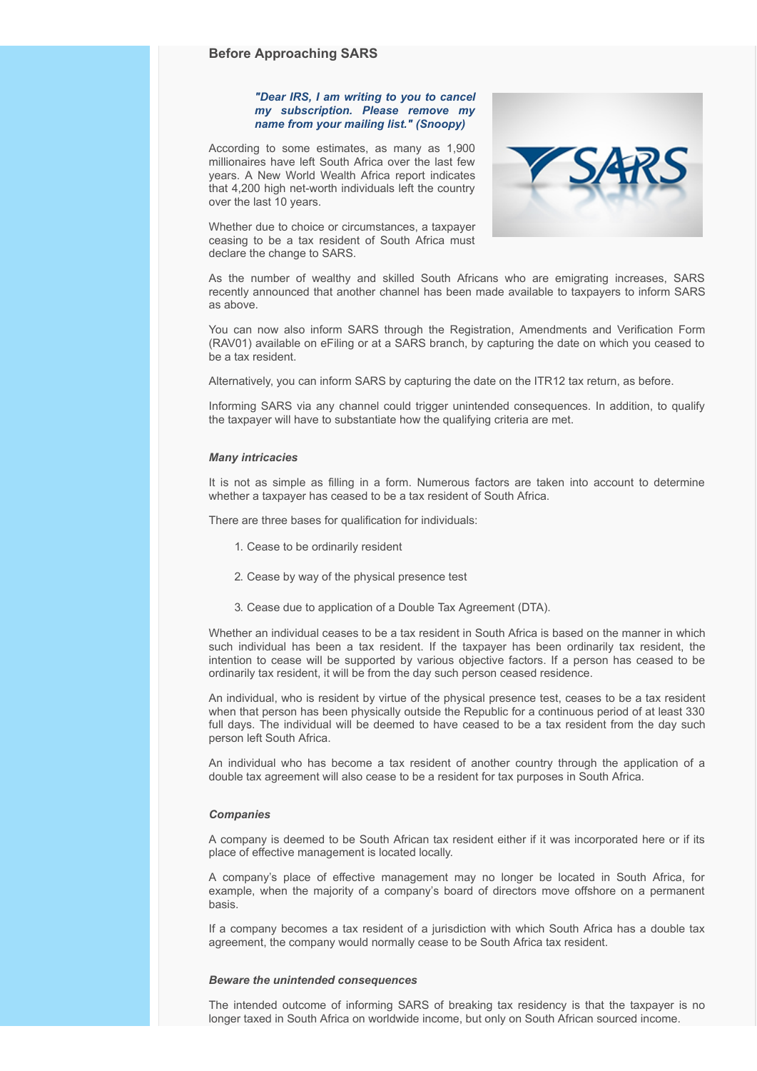## Before Approaching SARS

***"Dear IRS, I am writing to you to cancel my subscription. Please remove my name from your mailing list." (Snoopy)***

According to some estimates, as many as 1,900 millionaires have left South Africa over the last few years. A New World Wealth Africa report indicates that 4,200 high net-worth individuals left the country over the last 10 years.

Whether due to choice or circumstances, a taxpayer ceasing to be a tax resident of South Africa must declare the change to SARS.

As the number of wealthy and skilled South Africans who are emigrating increases, SARS recently announced that another channel has been made available to taxpayers to inform SARS as above.

You can now also inform SARS through the Registration, Amendments and Verification Form (RAV01) available on eFiling or at a SARS branch, by capturing the date on which you ceased to be a tax resident.

Alternatively, you can inform SARS by capturing the date on the ITR12 tax return, as before.

Informing SARS via any channel could trigger unintended consequences. In addition, to qualify the taxpayer will have to substantiate how the qualifying criteria are met.

### *Many intricacies*

It is not as simple as filling in a form. Numerous factors are taken into account to determine whether a taxpayer has ceased to be a tax resident of South Africa.

There are three bases for qualification for individuals:

1. Cease to be ordinarily resident
2. Cease by way of the physical presence test
3. Cease due to application of a Double Tax Agreement (DTA).

Whether an individual ceases to be a tax resident in South Africa is based on the manner in which such individual has been a tax resident. If the taxpayer has been ordinarily tax resident, the intention to cease will be supported by various objective factors. If a person has ceased to be ordinarily tax resident, it will be from the day such person ceased residence.

An individual, who is resident by virtue of the physical presence test, ceases to be a tax resident when that person has been physically outside the Republic for a continuous period of at least 330 full days. The individual will be deemed to have ceased to be a tax resident from the day such person left South Africa.

An individual who has become a tax resident of another country through the application of a double tax agreement will also cease to be a resident for tax purposes in South Africa.

### *Companies*

A company is deemed to be South African tax resident either if it was incorporated here or if its place of effective management is located locally.

A company's place of effective management may no longer be located in South Africa, for example, when the majority of a company's board of directors move offshore on a permanent basis.

If a company becomes a tax resident of a jurisdiction with which South Africa has a double tax agreement, the company would normally cease to be South Africa tax resident.

### *Beware the unintended consequences*

The intended outcome of informing SARS of breaking tax residency is that the taxpayer is no longer taxed in South Africa on worldwide income, but only on South African sourced income.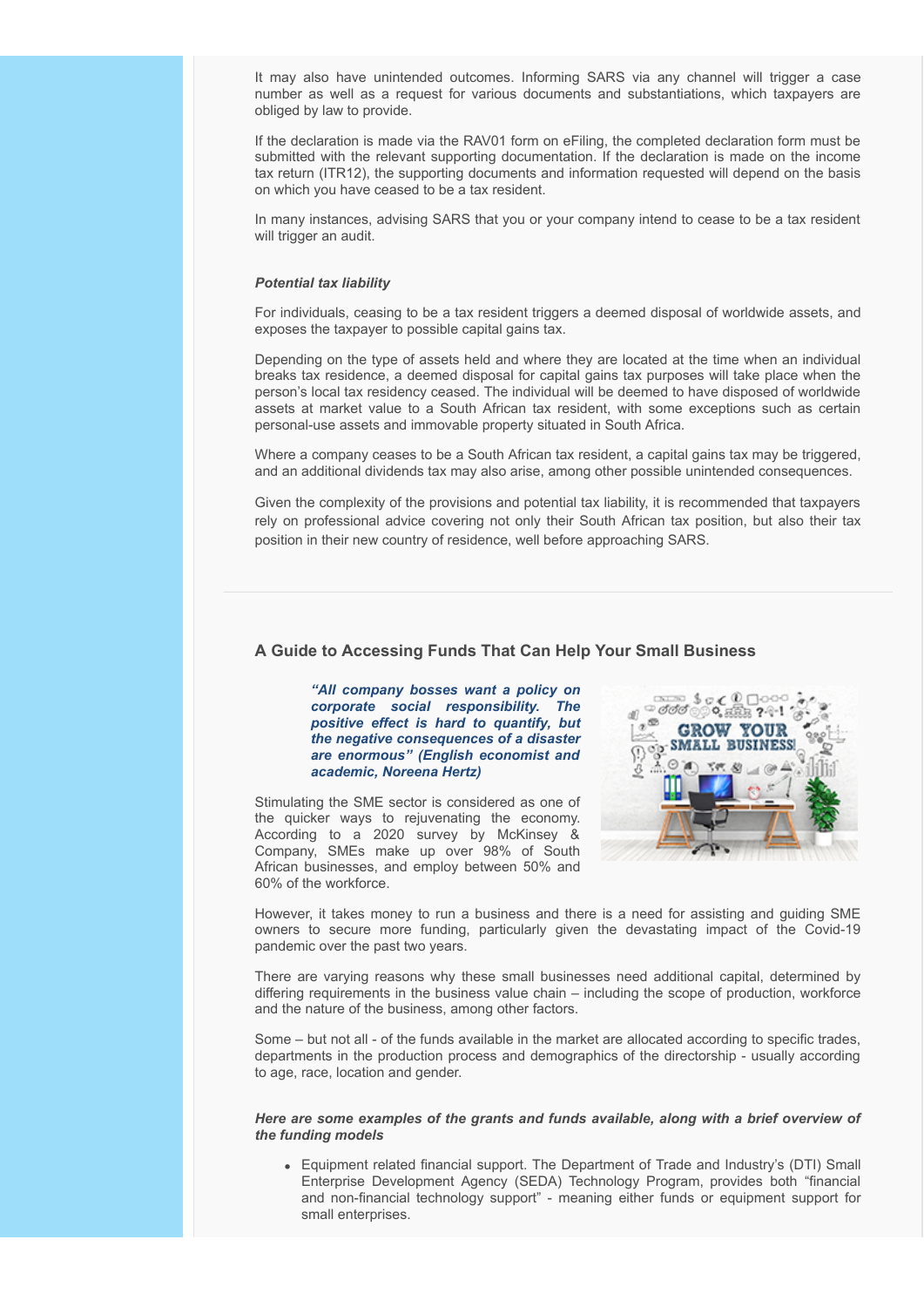It may also have unintended outcomes. Informing SARS via any channel will trigger a case number as well as a request for various documents and substantiations, which taxpayers are obliged by law to provide.

If the declaration is made via the RAV01 form on eFiling, the completed declaration form must be submitted with the relevant supporting documentation. If the declaration is made on the income tax return (ITR12), the supporting documents and information requested will depend on the basis on which you have ceased to be a tax resident.

In many instances, advising SARS that you or your company intend to cease to be a tax resident will trigger an audit.

***Potential tax liability***

For individuals, ceasing to be a tax resident triggers a deemed disposal of worldwide assets, and exposes the taxpayer to possible capital gains tax.

Depending on the type of assets held and where they are located at the time when an individual breaks tax residence, a deemed disposal for capital gains tax purposes will take place when the person's local tax residency ceased. The individual will be deemed to have disposed of worldwide assets at market value to a South African tax resident, with some exceptions such as certain personal-use assets and immovable property situated in South Africa.

Where a company ceases to be a South African tax resident, a capital gains tax may be triggered, and an additional dividends tax may also arise, among other possible unintended consequences.

Given the complexity of the provisions and potential tax liability, it is recommended that taxpayers rely on professional advice covering not only their South African tax position, but also their tax position in their new country of residence, well before approaching SARS.

---

## A Guide to Accessing Funds That Can Help Your Small Business

***"All company bosses want a policy on corporate social responsibility. The positive effect is hard to quantify, but the negative consequences of a disaster are enormous" (English economist and academic, Noreena Hertz)***

Stimulating the SME sector is considered as one of the quicker ways to rejuvenating the economy. According to a 2020 survey by McKinsey & Company, SMEs make up over 98% of South African businesses, and employ between 50% and 60% of the workforce.

However, it takes money to run a business and there is a need for assisting and guiding SME owners to secure more funding, particularly given the devastating impact of the Covid-19 pandemic over the past two years.

There are varying reasons why these small businesses need additional capital, determined by differing requirements in the business value chain – including the scope of production, workforce and the nature of the business, among other factors.

Some – but not all - of the funds available in the market are allocated according to specific trades, departments in the production process and demographics of the directorship - usually according to age, race, location and gender.

***Here are some examples of the grants and funds available, along with a brief overview of the funding models***

- Equipment related financial support. The Department of Trade and Industry's (DTI) Small Enterprise Development Agency (SEDA) Technology Program, provides both "financial and non-financial technology support" - meaning either funds or equipment support for small enterprises.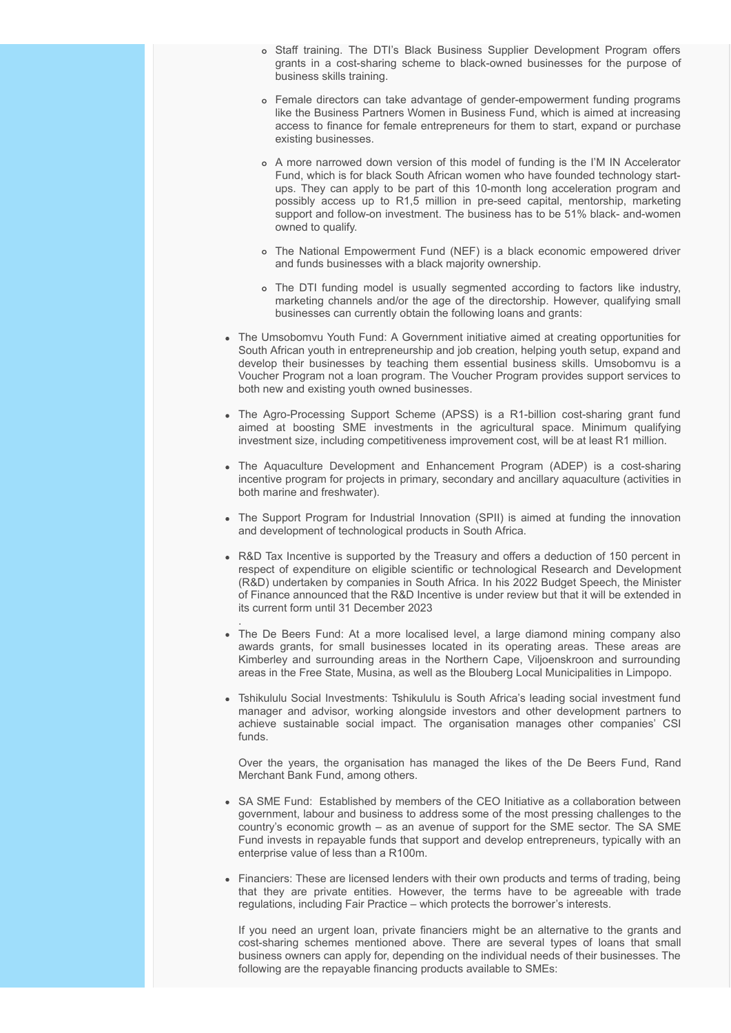- Staff training. The DTI's Black Business Supplier Development Program offers grants in a cost-sharing scheme to black-owned businesses for the purpose of business skills training.
- Female directors can take advantage of gender-empowerment funding programs like the Business Partners Women in Business Fund, which is aimed at increasing access to finance for female entrepreneurs for them to start, expand or purchase existing businesses.
- A more narrowed down version of this model of funding is the I'M IN Accelerator Fund, which is for black South African women who have founded technology start-ups. They can apply to be part of this 10-month long acceleration program and possibly access up to R1,5 million in pre-seed capital, mentorship, marketing support and follow-on investment. The business has to be 51% black- and-women owned to qualify.
- The National Empowerment Fund (NEF) is a black economic empowered driver and funds businesses with a black majority ownership.
- The DTI funding model is usually segmented according to factors like industry, marketing channels and/or the age of the directorship. However, qualifying small businesses can currently obtain the following loans and grants:

- The Umsobomvu Youth Fund: A Government initiative aimed at creating opportunities for South African youth in entrepreneurship and job creation, helping youth setup, expand and develop their businesses by teaching them essential business skills. Umsobomvu is a Voucher Program not a loan program. The Voucher Program provides support services to both new and existing youth owned businesses.
- The Agro-Processing Support Scheme (APSS) is a R1-billion cost-sharing grant fund aimed at boosting SME investments in the agricultural space. Minimum qualifying investment size, including competitiveness improvement cost, will be at least R1 million.
- The Aquaculture Development and Enhancement Program (ADEP) is a cost-sharing incentive program for projects in primary, secondary and ancillary aquaculture (activities in both marine and freshwater).
- The Support Program for Industrial Innovation (SPII) is aimed at funding the innovation and development of technological products in South Africa.
- R&D Tax Incentive is supported by the Treasury and offers a deduction of 150 percent in respect of expenditure on eligible scientific or technological Research and Development (R&D) undertaken by companies in South Africa. In his 2022 Budget Speech, the Minister of Finance announced that the R&D Incentive is under review but that it will be extended in its current form until 31 December 2023

  .
- The De Beers Fund: At a more localised level, a large diamond mining company also awards grants, for small businesses located in its operating areas. These areas are Kimberley and surrounding areas in the Northern Cape, Viljoenskroon and surrounding areas in the Free State, Musina, as well as the Blouberg Local Municipalities in Limpopo.
- Tshikululu Social Investments: Tshikululu is South Africa's leading social investment fund manager and advisor, working alongside investors and other development partners to achieve sustainable social impact. The organisation manages other companies' CSI funds.

  Over the years, the organisation has managed the likes of the De Beers Fund, Rand Merchant Bank Fund, among others.
- SA SME Fund: Established by members of the CEO Initiative as a collaboration between government, labour and business to address some of the most pressing challenges to the country's economic growth – as an avenue of support for the SME sector. The SA SME Fund invests in repayable funds that support and develop entrepreneurs, typically with an enterprise value of less than a R100m.
- Financiers: These are licensed lenders with their own products and terms of trading, being that they are private entities. However, the terms have to be agreeable with trade regulations, including Fair Practice – which protects the borrower's interests.

  If you need an urgent loan, private financiers might be an alternative to the grants and cost-sharing schemes mentioned above. There are several types of loans that small business owners can apply for, depending on the individual needs of their businesses. The following are the repayable financing products available to SMEs: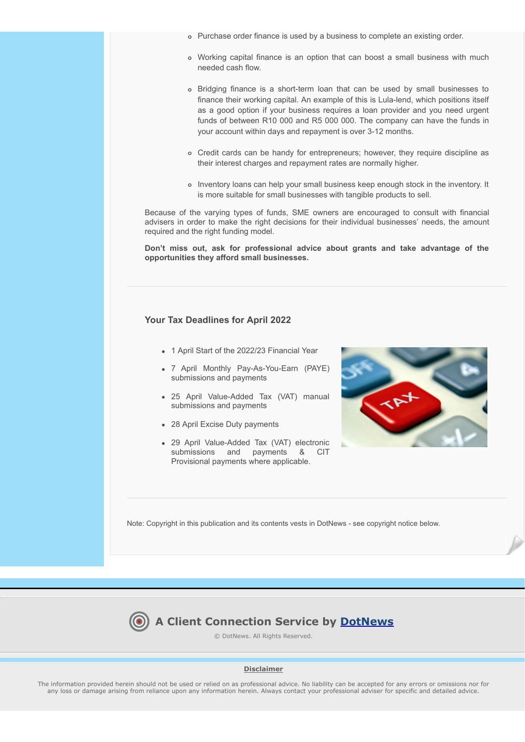- Purchase order finance is used by a business to complete an existing order.

- Working capital finance is an option that can boost a small business with much needed cash flow.

- Bridging finance is a short-term loan that can be used by small businesses to finance their working capital. An example of this is Lula-lend, which positions itself as a good option if your business requires a loan provider and you need urgent funds of between R10 000 and R5 000 000. The company can have the funds in your account within days and repayment is over 3-12 months.

- Credit cards can be handy for entrepreneurs; however, they require discipline as their interest charges and repayment rates are normally higher.

- Inventory loans can help your small business keep enough stock in the inventory. It is more suitable for small businesses with tangible products to sell.

Because of the varying types of funds, SME owners are encouraged to consult with financial advisers in order to make the right decisions for their individual businesses' needs, the amount required and the right funding model.

**Don't miss out, ask for professional advice about grants and take advantage of the opportunities they afford small businesses.**

---

## Your Tax Deadlines for April 2022

- 1 April Start of the 2022/23 Financial Year
- 7 April Monthly Pay-As-You-Earn (PAYE) submissions and payments
- 25 April Value-Added Tax (VAT) manual submissions and payments
- 28 April Excise Duty payments
- 29 April Value-Added Tax (VAT) electronic submissions and payments & CIT Provisional payments where applicable.

---

Note: Copyright in this publication and its contents vests in DotNews - see copyright notice below.

### A Client Connection Service by DotNews

© DotNews. All Rights Reserved.

**Disclaimer**

The information provided herein should not be used or relied on as professional advice. No liability can be accepted for any errors or omissions nor for any loss or damage arising from reliance upon any information herein. Always contact your professional adviser for specific and detailed advice.